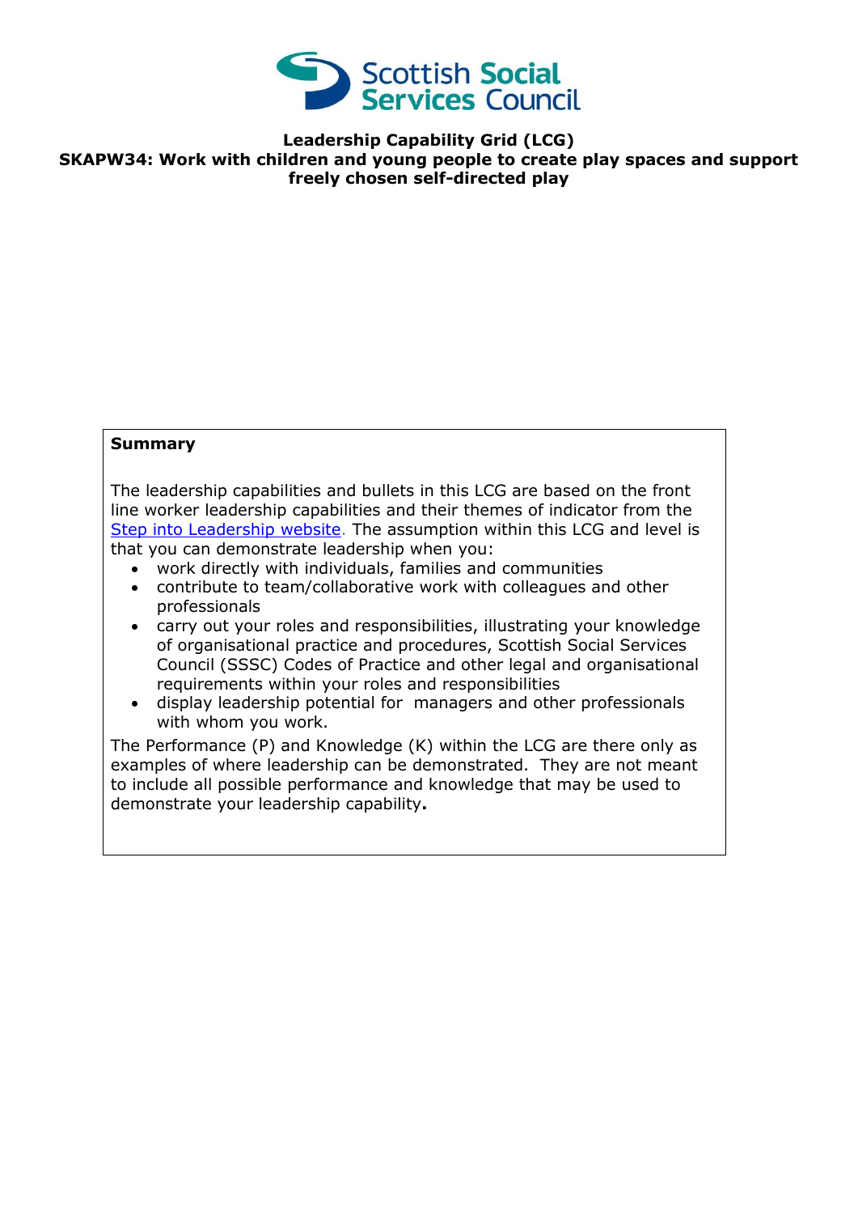# Leadership Capability Grid (LCG)

## SKAPW34: Work with children and young people to create play spaces and support freely chosen self-directed play

**Summary**

The leadership capabilities and bullets in this LCG are based on the front line worker leadership capabilities and their themes of indicator from the Step into Leadership website. The assumption within this LCG and level is that you can demonstrate leadership when you:

- work directly with individuals, families and communities
- contribute to team/collaborative work with colleagues and other professionals
- carry out your roles and responsibilities, illustrating your knowledge of organisational practice and procedures, Scottish Social Services Council (SSSC) Codes of Practice and other legal and organisational requirements within your roles and responsibilities
- display leadership potential for managers and other professionals with whom you work.

The Performance (P) and Knowledge (K) within the LCG are there only as examples of where leadership can be demonstrated. They are not meant to include all possible performance and knowledge that may be used to demonstrate your leadership capability**.**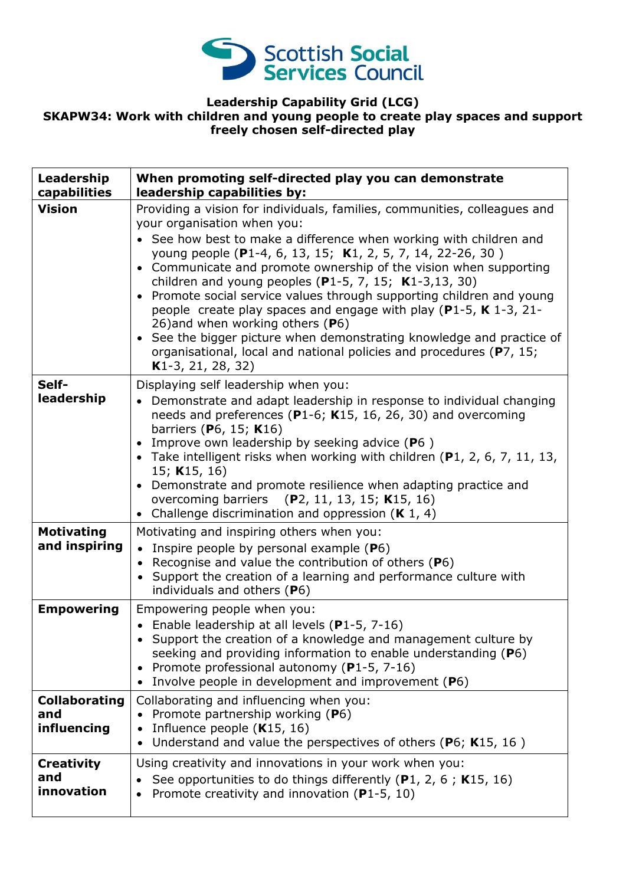Scottish Social Services Council

# Leadership Capability Grid (LCG)

## SKAPW34: Work with children and young people to create play spaces and support freely chosen self-directed play

| Leadership capabilities | When promoting self-directed play you can demonstrate leadership capabilities by: |
|---|---|
| **Vision** | Providing a vision for individuals, families, communities, colleagues and your organisation when you:<br>• See how best to make a difference when working with children and young people (**P**1-4, 6, 13, 15; **K**1, 2, 5, 7, 14, 22-26, 30 )<br>• Communicate and promote ownership of the vision when supporting children and young peoples (**P**1-5, 7, 15; **K**1-3,13, 30)<br>• Promote social service values through supporting children and young people create play spaces and engage with play (**P**1-5, **K** 1-3, 21-26)and when working others (**P**6)<br>• See the bigger picture when demonstrating knowledge and practice of organisational, local and national policies and procedures (**P**7, 15; **K**1-3, 21, 28, 32) |
| **Self-leadership** | Displaying self leadership when you:<br>• Demonstrate and adapt leadership in response to individual changing needs and preferences (**P**1-6; **K**15, 16, 26, 30) and overcoming barriers (**P**6, 15; **K**16)<br>• Improve own leadership by seeking advice (**P**6 )<br>• Take intelligent risks when working with children (**P**1, 2, 6, 7, 11, 13, 15; **K**15, 16)<br>• Demonstrate and promote resilience when adapting practice and overcoming barriers (**P**2, 11, 13, 15; **K**15, 16)<br>• Challenge discrimination and oppression (**K** 1, 4) |
| **Motivating and inspiring** | Motivating and inspiring others when you:<br>• Inspire people by personal example (**P**6)<br>• Recognise and value the contribution of others (**P**6)<br>• Support the creation of a learning and performance culture with individuals and others (**P**6) |
| **Empowering** | Empowering people when you:<br>• Enable leadership at all levels (**P**1-5, 7-16)<br>• Support the creation of a knowledge and management culture by seeking and providing information to enable understanding (**P**6)<br>• Promote professional autonomy (**P**1-5, 7-16)<br>• Involve people in development and improvement (**P**6) |
| **Collaborating and influencing** | Collaborating and influencing when you:<br>• Promote partnership working (**P**6)<br>• Influence people (**K**15, 16)<br>• Understand and value the perspectives of others (**P**6; **K**15, 16 ) |
| **Creativity and innovation** | Using creativity and innovations in your work when you:<br>• See opportunities to do things differently (**P**1, 2, 6 ; **K**15, 16)<br>• Promote creativity and innovation (**P**1-5, 10) |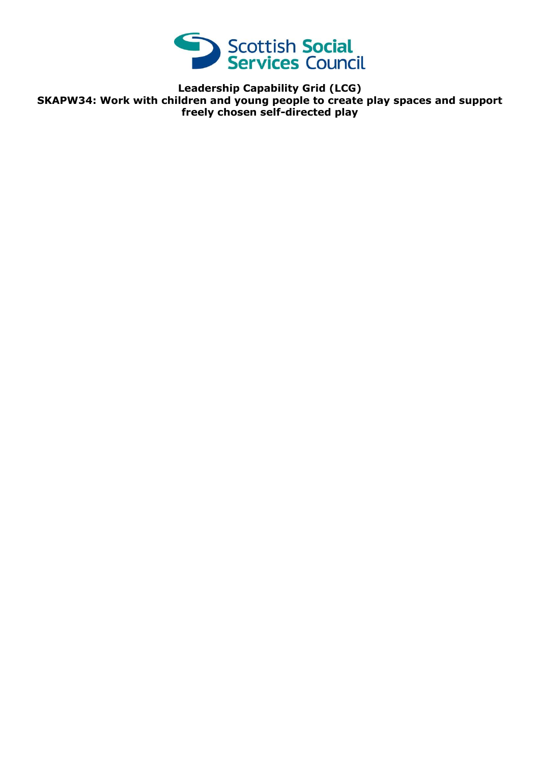**Leadership Capability Grid (LCG)**
**SKAPW34: Work with children and young people to create play spaces and support freely chosen self-directed play**